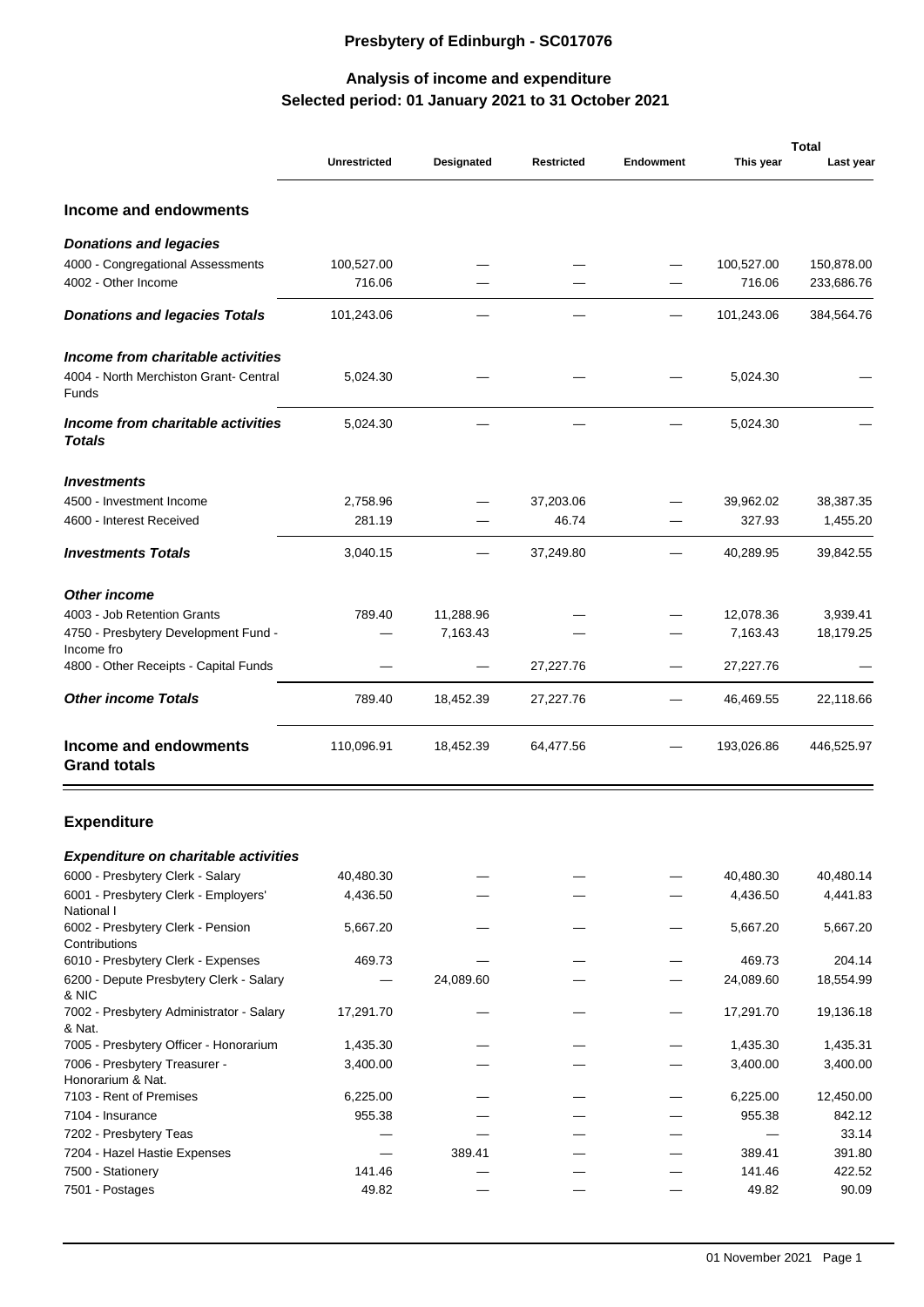## Presbytery of Edinburgh - SC017076

## Analysis of income and expenditure
### Selected period: 01 January 2021 to 31 October 2021

| | Unrestricted | Designated | Restricted | Endowment | Total This year | Total Last year |
|---|---|---|---|---|---|---|
| **Income and endowments** | | | | | | |
| ***Donations and legacies*** | | | | | | |
| 4000 - Congregational Assessments | 100,527.00 | — | — | — | 100,527.00 | 150,878.00 |
| 4002 - Other Income | 716.06 | — | — | — | 716.06 | 233,686.76 |
| ***Donations and legacies Totals*** | 101,243.06 | — | — | — | 101,243.06 | 384,564.76 |
| ***Income from charitable activities*** | | | | | | |
| 4004 - North Merchiston Grant- Central Funds | 5,024.30 | — | — | — | 5,024.30 | — |
| ***Income from charitable activities Totals*** | 5,024.30 | — | — | — | 5,024.30 | — |
| ***Investments*** | | | | | | |
| 4500 - Investment Income | 2,758.96 | — | 37,203.06 | — | 39,962.02 | 38,387.35 |
| 4600 - Interest Received | 281.19 | — | 46.74 | — | 327.93 | 1,455.20 |
| ***Investments Totals*** | 3,040.15 | — | 37,249.80 | — | 40,289.95 | 39,842.55 |
| ***Other income*** | | | | | | |
| 4003 - Job Retention Grants | 789.40 | 11,288.96 | — | — | 12,078.36 | 3,939.41 |
| 4750 - Presbytery Development Fund - Income fro | — | 7,163.43 | — | — | 7,163.43 | 18,179.25 |
| 4800 - Other Receipts - Capital Funds | — | — | 27,227.76 | — | 27,227.76 | — |
| ***Other income Totals*** | 789.40 | 18,452.39 | 27,227.76 | — | 46,469.55 | 22,118.66 |
| **Income and endowments Grand totals** | 110,096.91 | 18,452.39 | 64,477.56 | — | 193,026.86 | 446,525.97 |
| **Expenditure** | | | | | | |
| ***Expenditure on charitable activities*** | | | | | | |
| 6000 - Presbytery Clerk - Salary | 40,480.30 | — | — | — | 40,480.30 | 40,480.14 |
| 6001 - Presbytery Clerk - Employers' National I | 4,436.50 | — | — | — | 4,436.50 | 4,441.83 |
| 6002 - Presbytery Clerk - Pension Contributions | 5,667.20 | — | — | — | 5,667.20 | 5,667.20 |
| 6010 - Presbytery Clerk - Expenses | 469.73 | — | — | — | 469.73 | 204.14 |
| 6200 - Depute Presbytery Clerk - Salary & NIC | — | 24,089.60 | — | — | 24,089.60 | 18,554.99 |
| 7002 - Presbytery Administrator - Salary & Nat. | 17,291.70 | — | — | — | 17,291.70 | 19,136.18 |
| 7005 - Presbytery Officer - Honorarium | 1,435.30 | — | — | — | 1,435.30 | 1,435.31 |
| 7006 - Presbytery Treasurer - Honorarium & Nat. | 3,400.00 | — | — | — | 3,400.00 | 3,400.00 |
| 7103 - Rent of Premises | 6,225.00 | — | — | — | 6,225.00 | 12,450.00 |
| 7104 - Insurance | 955.38 | — | — | — | 955.38 | 842.12 |
| 7202 - Presbytery Teas | — | — | — | — | — | 33.14 |
| 7204 - Hazel Hastie Expenses | — | 389.41 | — | — | 389.41 | 391.80 |
| 7500 - Stationery | 141.46 | — | — | — | 141.46 | 422.52 |
| 7501 - Postages | 49.82 | — | — | — | 49.82 | 90.09 |

01 November 2021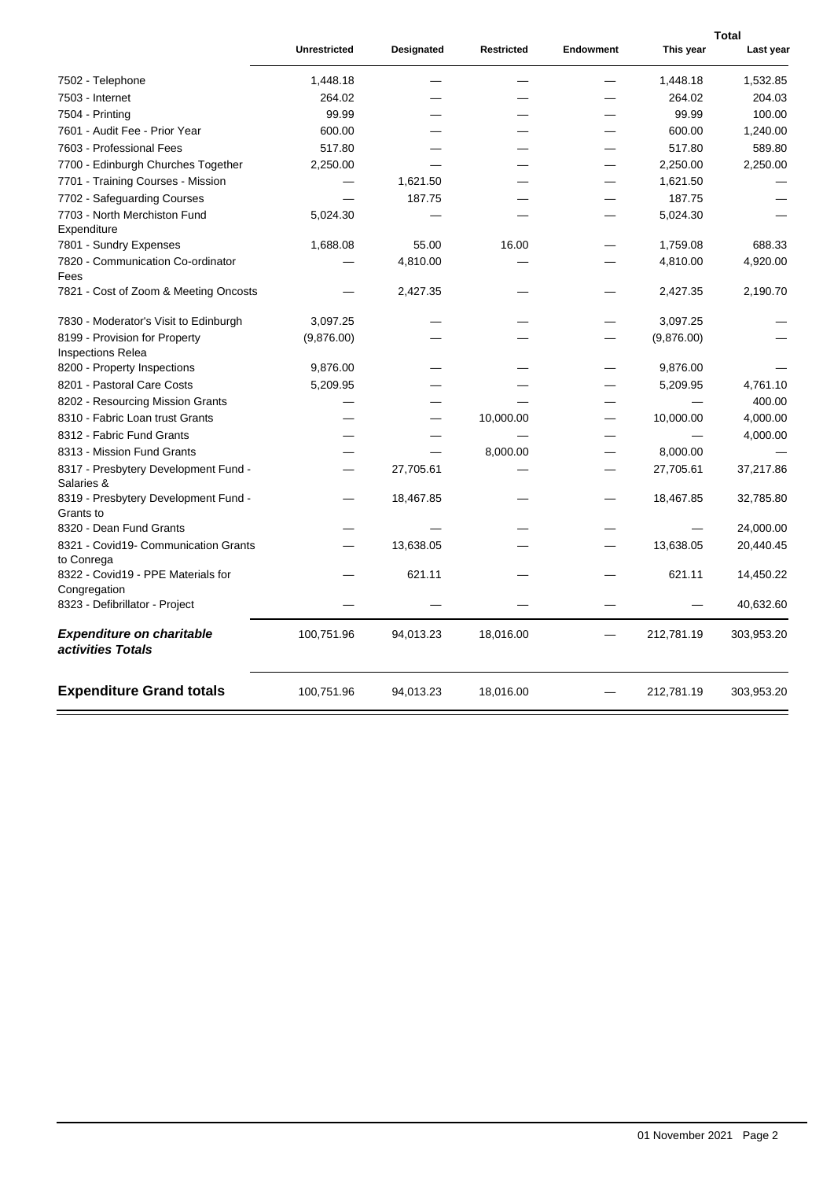| | Unrestricted | Designated | Restricted | Endowment | Total This year | Total Last year |
|---|---|---|---|---|---|---|
| 7502 - Telephone | 1,448.18 | — | — | — | 1,448.18 | 1,532.85 |
| 7503 - Internet | 264.02 | — | — | — | 264.02 | 204.03 |
| 7504 - Printing | 99.99 | — | — | — | 99.99 | 100.00 |
| 7601 - Audit Fee - Prior Year | 600.00 | — | — | — | 600.00 | 1,240.00 |
| 7603 - Professional Fees | 517.80 | — | — | — | 517.80 | 589.80 |
| 7700 - Edinburgh Churches Together | 2,250.00 | — | — | — | 2,250.00 | 2,250.00 |
| 7701 - Training Courses - Mission | — | 1,621.50 | — | — | 1,621.50 | — |
| 7702 - Safeguarding Courses | — | 187.75 | — | — | 187.75 | — |
| 7703 - North Merchiston Fund Expenditure | 5,024.30 | — | — | — | 5,024.30 | — |
| 7801 - Sundry Expenses | 1,688.08 | 55.00 | 16.00 | — | 1,759.08 | 688.33 |
| 7820 - Communication Co-ordinator Fees | — | 4,810.00 | — | — | 4,810.00 | 4,920.00 |
| 7821 - Cost of Zoom & Meeting Oncosts | — | 2,427.35 | — | — | 2,427.35 | 2,190.70 |
| 7830 - Moderator's Visit to Edinburgh | 3,097.25 | — | — | — | 3,097.25 | — |
| 8199 - Provision for Property Inspections Relea | (9,876.00) | — | — | — | (9,876.00) | — |
| 8200 - Property Inspections | 9,876.00 | — | — | — | 9,876.00 | — |
| 8201 - Pastoral Care Costs | 5,209.95 | — | — | — | 5,209.95 | 4,761.10 |
| 8202 - Resourcing Mission Grants | — | — | — | — | — | 400.00 |
| 8310 - Fabric Loan trust Grants | — | — | 10,000.00 | — | 10,000.00 | 4,000.00 |
| 8312 - Fabric Fund Grants | — | — | — | — | — | 4,000.00 |
| 8313 - Mission Fund Grants | — | — | 8,000.00 | — | 8,000.00 | — |
| 8317 - Presbytery Development Fund - Salaries & | — | 27,705.61 | — | — | 27,705.61 | 37,217.86 |
| 8319 - Presbytery Development Fund - Grants to | — | 18,467.85 | — | — | 18,467.85 | 32,785.80 |
| 8320 - Dean Fund Grants | — | — | — | — | — | 24,000.00 |
| 8321 - Covid19- Communication Grants to Conrega | — | 13,638.05 | — | — | 13,638.05 | 20,440.45 |
| 8322 - Covid19 - PPE Materials for Congregation | — | 621.11 | — | — | 621.11 | 14,450.22 |
| 8323 - Defibrillator - Project | — | — | — | — | — | 40,632.60 |
| ***Expenditure on charitable activities Totals*** | 100,751.96 | 94,013.23 | 18,016.00 | — | 212,781.19 | 303,953.20 |
| **Expenditure Grand totals** | 100,751.96 | 94,013.23 | 18,016.00 | — | 212,781.19 | 303,953.20 |

01 November 2021